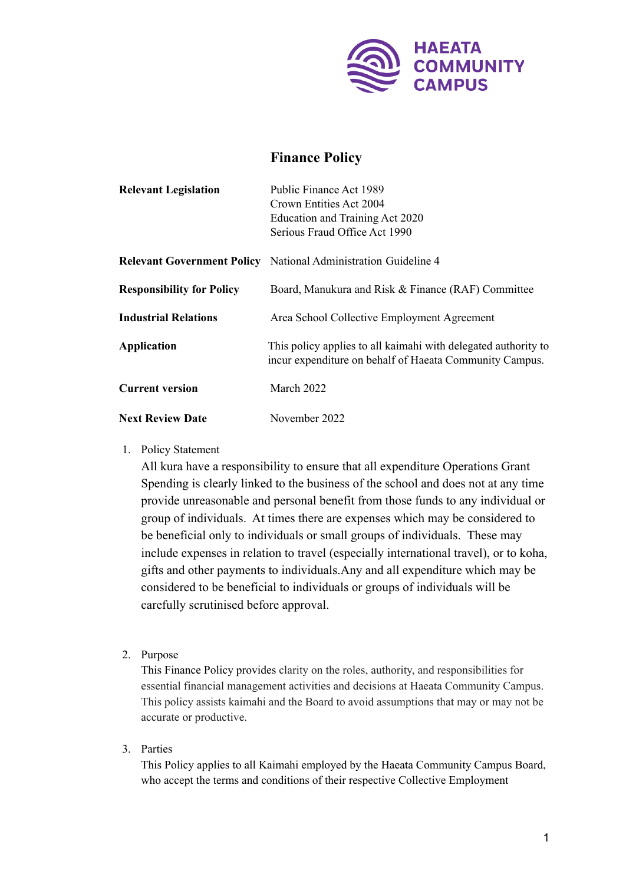HAEATA COMMUNITY CAMPUS

# Finance Policy

| | |
|---|---|
| **Relevant Legislation** | Public Finance Act 1989<br>Crown Entities Act 2004<br>Education and Training Act 2020<br>Serious Fraud Office Act 1990 |
| **Relevant Government Policy** | National Administration Guideline 4 |
| **Responsibility for Policy** | Board, Manukura and Risk & Finance (RAF) Committee |
| **Industrial Relations** | Area School Collective Employment Agreement |
| **Application** | This policy applies to all kaimahi with delegated authority to incur expenditure on behalf of Haeata Community Campus. |
| **Current version** | March 2022 |
| **Next Review Date** | November 2022 |

1. Policy Statement
   All kura have a responsibility to ensure that all expenditure Operations Grant Spending is clearly linked to the business of the school and does not at any time provide unreasonable and personal benefit from those funds to any individual or group of individuals. At times there are expenses which may be considered to be beneficial only to individuals or small groups of individuals. These may include expenses in relation to travel (especially international travel), or to koha, gifts and other payments to individuals.Any and all expenditure which may be considered to be beneficial to individuals or groups of individuals will be carefully scrutinised before approval.

2. Purpose
   This Finance Policy provides clarity on the roles, authority, and responsibilities for essential financial management activities and decisions at Haeata Community Campus. This policy assists kaimahi and the Board to avoid assumptions that may or may not be accurate or productive.

3. Parties
   This Policy applies to all Kaimahi employed by the Haeata Community Campus Board, who accept the terms and conditions of their respective Collective Employment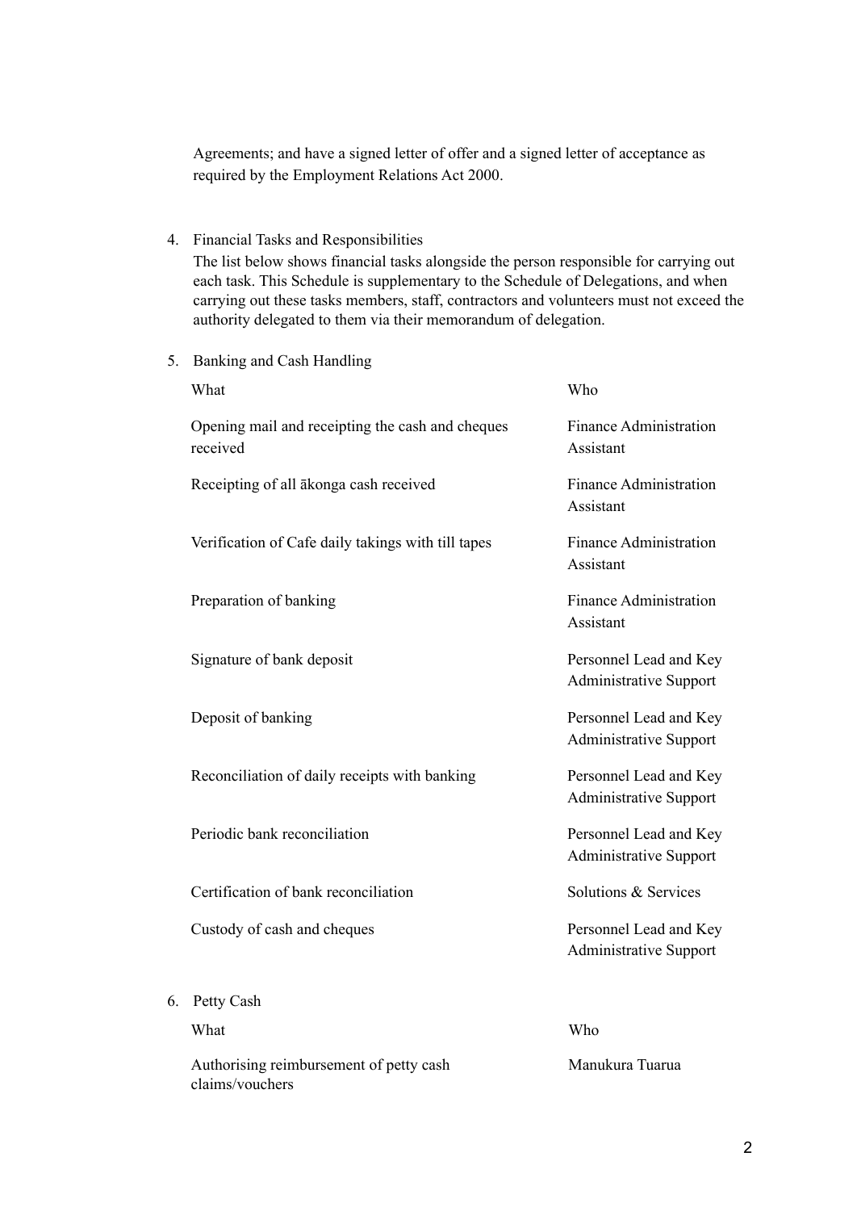Agreements; and have a signed letter of offer and a signed letter of acceptance as required by the Employment Relations Act 2000.

4. Financial Tasks and Responsibilities

   The list below shows financial tasks alongside the person responsible for carrying out each task. This Schedule is supplementary to the Schedule of Delegations, and when carrying out these tasks members, staff, contractors and volunteers must not exceed the authority delegated to them via their memorandum of delegation.

5. Banking and Cash Handling

| What | Who |
|---|---|
| Opening mail and receipting the cash and cheques received | Finance Administration Assistant |
| Receipting of all ākonga cash received | Finance Administration Assistant |
| Verification of Cafe daily takings with till tapes | Finance Administration Assistant |
| Preparation of banking | Finance Administration Assistant |
| Signature of bank deposit | Personnel Lead and Key Administrative Support |
| Deposit of banking | Personnel Lead and Key Administrative Support |
| Reconciliation of daily receipts with banking | Personnel Lead and Key Administrative Support |
| Periodic bank reconciliation | Personnel Lead and Key Administrative Support |
| Certification of bank reconciliation | Solutions & Services |
| Custody of cash and cheques | Personnel Lead and Key Administrative Support |

6. Petty Cash

| What | Who |
|---|---|
| Authorising reimbursement of petty cash claims/vouchers | Manukura Tuarua |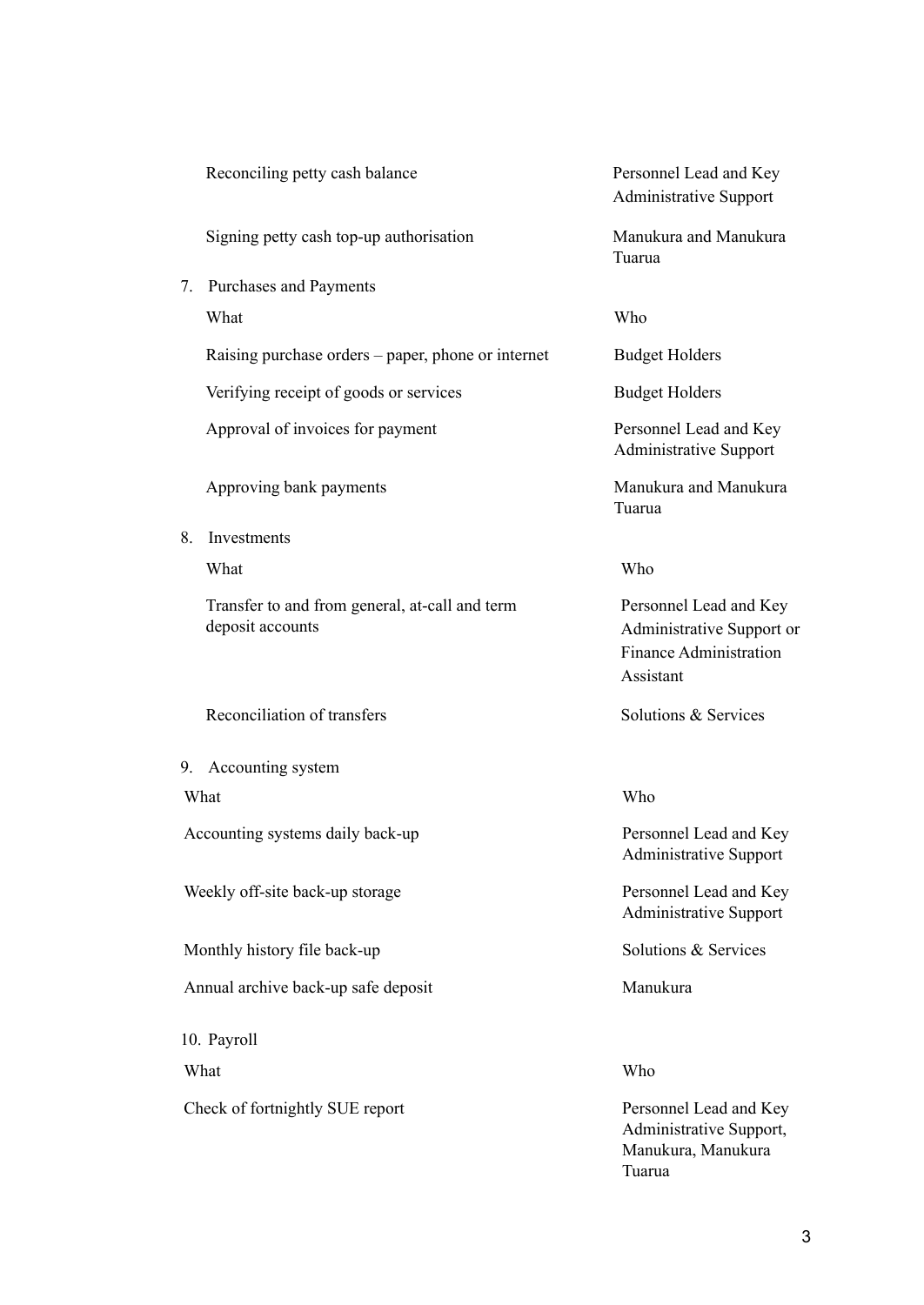| | |
|---|---|
| Reconciling petty cash balance | Personnel Lead and Key Administrative Support |
| Signing petty cash top-up authorisation | Manukura and Manukura Tuarua |

7. Purchases and Payments

| What | Who |
|---|---|
| Raising purchase orders – paper, phone or internet | Budget Holders |
| Verifying receipt of goods or services | Budget Holders |
| Approval of invoices for payment | Personnel Lead and Key Administrative Support |
| Approving bank payments | Manukura and Manukura Tuarua |

8. Investments

| What | Who |
|---|---|
| Transfer to and from general, at-call and term deposit accounts | Personnel Lead and Key Administrative Support or Finance Administration Assistant |
| Reconciliation of transfers | Solutions & Services |

9. Accounting system

| What | Who |
|---|---|
| Accounting systems daily back-up | Personnel Lead and Key Administrative Support |
| Weekly off-site back-up storage | Personnel Lead and Key Administrative Support |
| Monthly history file back-up | Solutions & Services |
| Annual archive back-up safe deposit | Manukura |

10. Payroll

| What | Who |
|---|---|
| Check of fortnightly SUE report | Personnel Lead and Key Administrative Support, Manukura, Manukura Tuarua |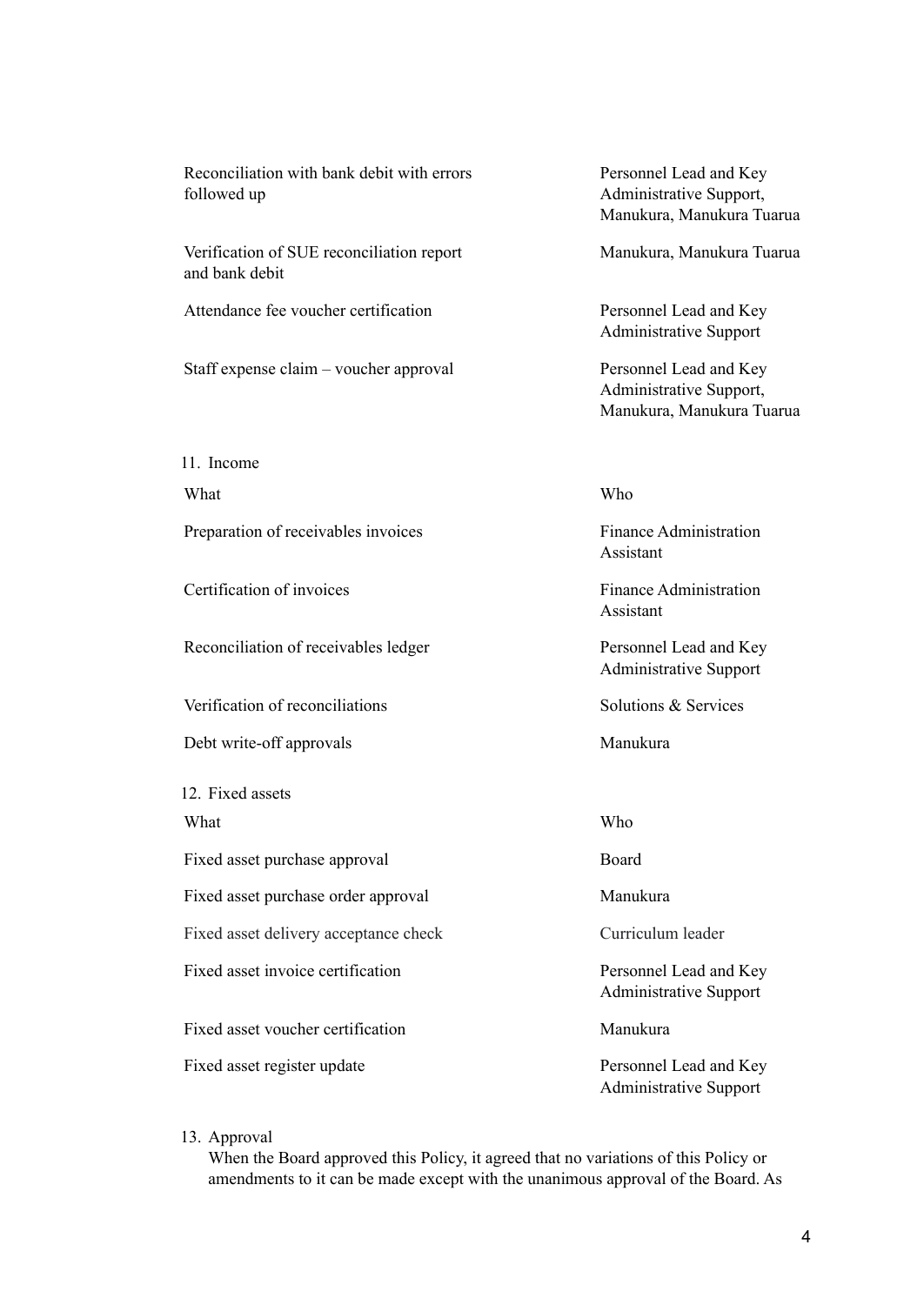| What | Who |
|---|---|
| Reconciliation with bank debit with errors followed up | Personnel Lead and Key Administrative Support, Manukura, Manukura Tuarua |
| Verification of SUE reconciliation report and bank debit | Manukura, Manukura Tuarua |
| Attendance fee voucher certification | Personnel Lead and Key Administrative Support |
| Staff expense claim – voucher approval | Personnel Lead and Key Administrative Support, Manukura, Manukura Tuarua |

11. Income

| What | Who |
|---|---|
| Preparation of receivables invoices | Finance Administration Assistant |
| Certification of invoices | Finance Administration Assistant |
| Reconciliation of receivables ledger | Personnel Lead and Key Administrative Support |
| Verification of reconciliations | Solutions & Services |
| Debt write-off approvals | Manukura |

12. Fixed assets

| What | Who |
|---|---|
| Fixed asset purchase approval | Board |
| Fixed asset purchase order approval | Manukura |
| Fixed asset delivery acceptance check | Curriculum leader |
| Fixed asset invoice certification | Personnel Lead and Key Administrative Support |
| Fixed asset voucher certification | Manukura |
| Fixed asset register update | Personnel Lead and Key Administrative Support |

13. Approval

When the Board approved this Policy, it agreed that no variations of this Policy or amendments to it can be made except with the unanimous approval of the Board. As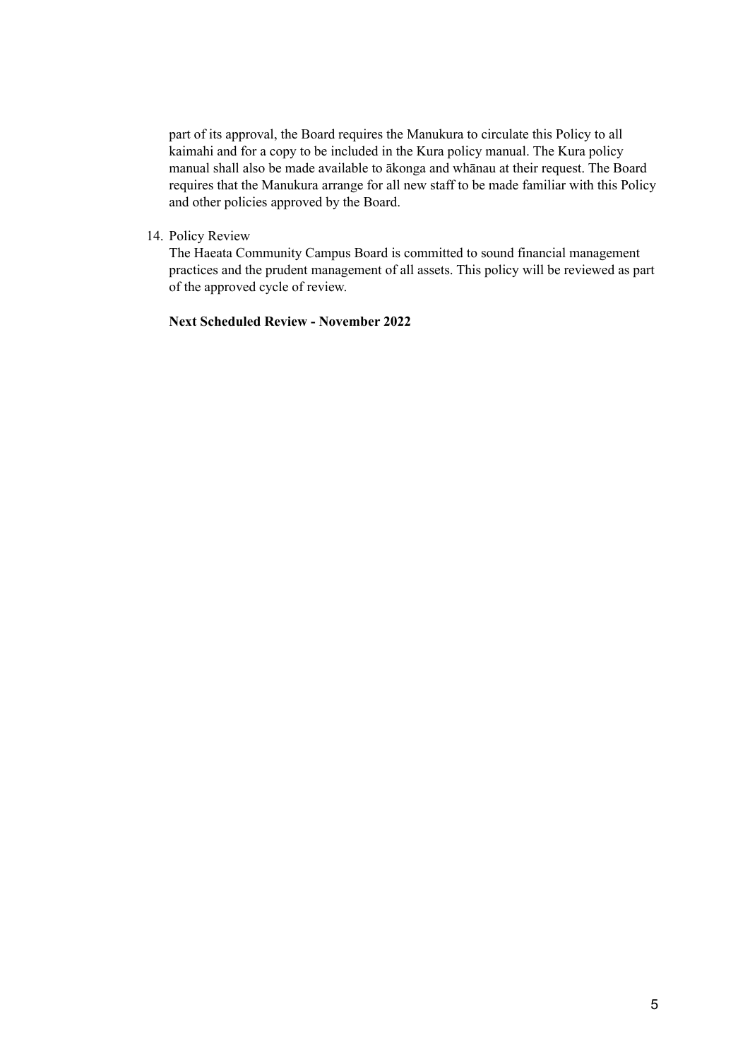part of its approval, the Board requires the Manukura to circulate this Policy to all kaimahi and for a copy to be included in the Kura policy manual. The Kura policy manual shall also be made available to ākonga and whānau at their request. The Board requires that the Manukura arrange for all new staff to be made familiar with this Policy and other policies approved by the Board.

14. Policy Review
    The Haeata Community Campus Board is committed to sound financial management practices and the prudent management of all assets. This policy will be reviewed as part of the approved cycle of review.

    **Next Scheduled Review - November 2022**